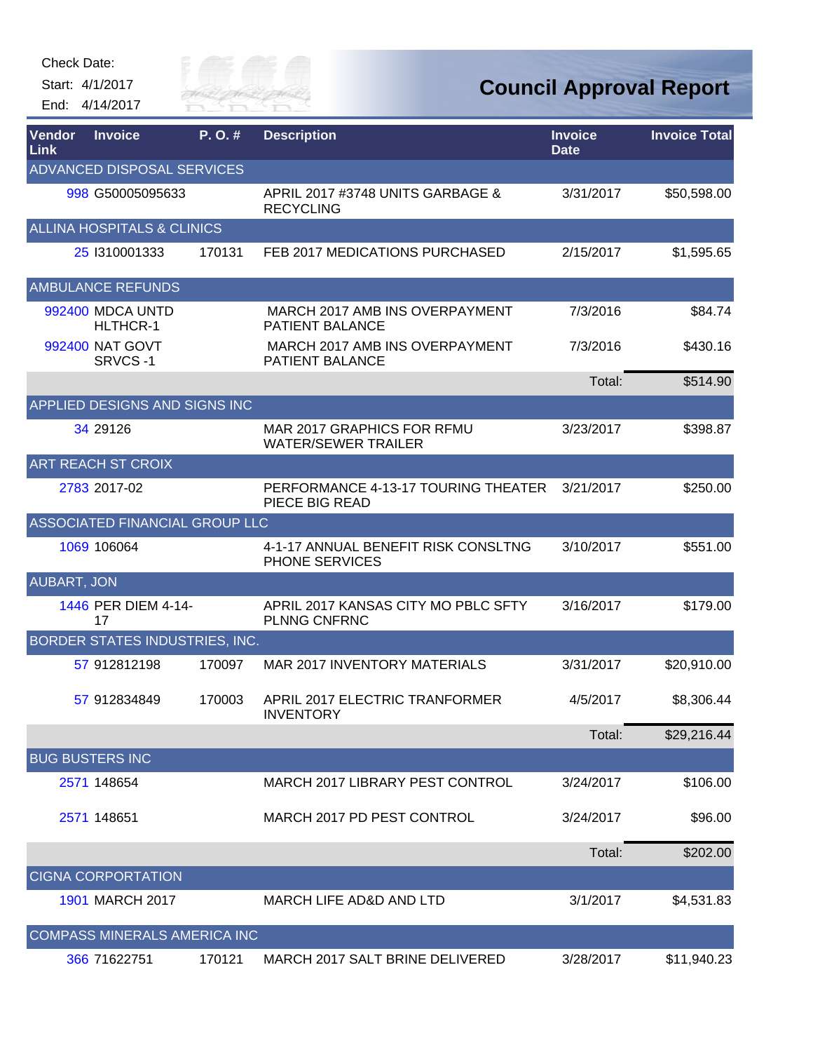Check Date:

Start: 4/1/2017

End: 4/14/2017

# Council Approval Report

| Vendor Link | Invoice | P. O. # | Description | Invoice Date | Invoice Total |
|---|---|---|---|---|---|
| ADVANCED DISPOSAL SERVICES | | | | | |
| 998 | G50005095633 | | APRIL 2017 #3748 UNITS GARBAGE & RECYCLING | 3/31/2017 | $50,598.00 |
| ALLINA HOSPITALS & CLINICS | | | | | |
| 25 | I310001333 | 170131 | FEB 2017 MEDICATIONS PURCHASED | 2/15/2017 | $1,595.65 |
| AMBULANCE REFUNDS | | | | | |
| 992400 | MDCA UNTD HLTHCR-1 | | MARCH 2017 AMB INS OVERPAYMENT PATIENT BALANCE | 7/3/2016 | $84.74 |
| 992400 | NAT GOVT SRVCS -1 | | MARCH 2017 AMB INS OVERPAYMENT PATIENT BALANCE | 7/3/2016 | $430.16 |
| | | | | Total: | $514.90 |
| APPLIED DESIGNS AND SIGNS INC | | | | | |
| 34 | 29126 | | MAR 2017 GRAPHICS FOR RFMU WATER/SEWER TRAILER | 3/23/2017 | $398.87 |
| ART REACH ST CROIX | | | | | |
| 2783 | 2017-02 | | PERFORMANCE 4-13-17 TOURING THEATER PIECE BIG READ | 3/21/2017 | $250.00 |
| ASSOCIATED FINANCIAL GROUP LLC | | | | | |
| 1069 | 106064 | | 4-1-17 ANNUAL BENEFIT RISK CONSLTNG PHONE SERVICES | 3/10/2017 | $551.00 |
| AUBART, JON | | | | | |
| 1446 | PER DIEM 4-14-17 | | APRIL 2017 KANSAS CITY MO PBLC SFTY PLNNG CNFRNC | 3/16/2017 | $179.00 |
| BORDER STATES INDUSTRIES, INC. | | | | | |
| 57 | 912812198 | 170097 | MAR 2017 INVENTORY MATERIALS | 3/31/2017 | $20,910.00 |
| 57 | 912834849 | 170003 | APRIL 2017 ELECTRIC TRANFORMER INVENTORY | 4/5/2017 | $8,306.44 |
| | | | | Total: | $29,216.44 |
| BUG BUSTERS INC | | | | | |
| 2571 | 148654 | | MARCH 2017 LIBRARY PEST CONTROL | 3/24/2017 | $106.00 |
| 2571 | 148651 | | MARCH 2017 PD PEST CONTROL | 3/24/2017 | $96.00 |
| | | | | Total: | $202.00 |
| CIGNA CORPORATION | | | | | |
| 1901 | MARCH 2017 | | MARCH LIFE AD&D AND LTD | 3/1/2017 | $4,531.83 |
| COMPASS MINERALS AMERICA INC | | | | | |
| 366 | 71622751 | 170121 | MARCH 2017 SALT BRINE DELIVERED | 3/28/2017 | $11,940.23 |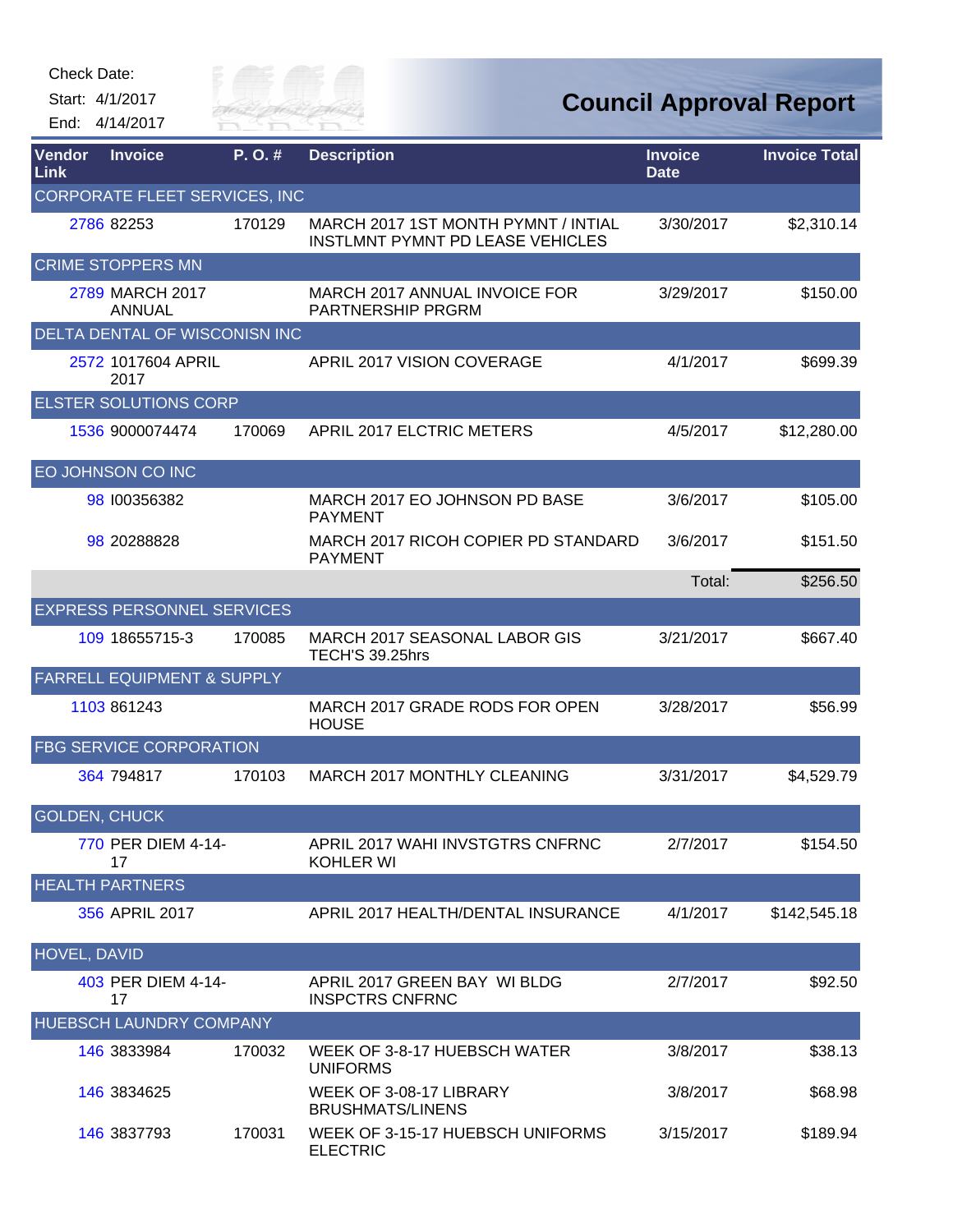Check Date:

Start: 4/1/2017

End: 4/14/2017

# Council Approval Report

| Vendor Link | Invoice | P. O. # | Description | Invoice Date | Invoice Total |
|---|---|---|---|---|---|
| CORPORATE FLEET SERVICES, INC | | | | | |
| 2786 | 82253 | 170129 | MARCH 2017 1ST MONTH PYMNT / INTIAL INSTLMNT PYMNT PD LEASE VEHICLES | 3/30/2017 | $2,310.14 |
| CRIME STOPPERS MN | | | | | |
| 2789 | MARCH 2017 ANNUAL | | MARCH 2017 ANNUAL INVOICE FOR PARTNERSHIP PRGRM | 3/29/2017 | $150.00 |
| DELTA DENTAL OF WISCONISN INC | | | | | |
| 2572 | 1017604 APRIL 2017 | | APRIL 2017 VISION COVERAGE | 4/1/2017 | $699.39 |
| ELSTER SOLUTIONS CORP | | | | | |
| 1536 | 9000074474 | 170069 | APRIL 2017 ELCTRIC METERS | 4/5/2017 | $12,280.00 |
| EO JOHNSON CO INC | | | | | |
| 98 | I00356382 | | MARCH 2017 EO JOHNSON PD BASE PAYMENT | 3/6/2017 | $105.00 |
| 98 | 20288828 | | MARCH 2017 RICOH COPIER PD STANDARD PAYMENT | 3/6/2017 | $151.50 |
| | | | | Total: | $256.50 |
| EXPRESS PERSONNEL SERVICES | | | | | |
| 109 | 18655715-3 | 170085 | MARCH 2017 SEASONAL LABOR GIS TECH'S 39.25hrs | 3/21/2017 | $667.40 |
| FARRELL EQUIPMENT & SUPPLY | | | | | |
| 1103 | 861243 | | MARCH 2017 GRADE RODS FOR OPEN HOUSE | 3/28/2017 | $56.99 |
| FBG SERVICE CORPORATION | | | | | |
| 364 | 794817 | 170103 | MARCH 2017 MONTHLY CLEANING | 3/31/2017 | $4,529.79 |
| GOLDEN, CHUCK | | | | | |
| 770 | PER DIEM 4-14-17 | | APRIL 2017 WAHI INVSTGTRS CNFRNC KOHLER WI | 2/7/2017 | $154.50 |
| HEALTH PARTNERS | | | | | |
| 356 | APRIL 2017 | | APRIL 2017 HEALTH/DENTAL INSURANCE | 4/1/2017 | $142,545.18 |
| HOVEL, DAVID | | | | | |
| 403 | PER DIEM 4-14-17 | | APRIL 2017 GREEN BAY WI BLDG INSPCTRS CNFRNC | 2/7/2017 | $92.50 |
| HUEBSCH LAUNDRY COMPANY | | | | | |
| 146 | 3833984 | 170032 | WEEK OF 3-8-17 HUEBSCH WATER UNIFORMS | 3/8/2017 | $38.13 |
| 146 | 3834625 | | WEEK OF 3-08-17 LIBRARY BRUSHMATS/LINENS | 3/8/2017 | $68.98 |
| 146 | 3837793 | 170031 | WEEK OF 3-15-17 HUEBSCH UNIFORMS ELECTRIC | 3/15/2017 | $189.94 |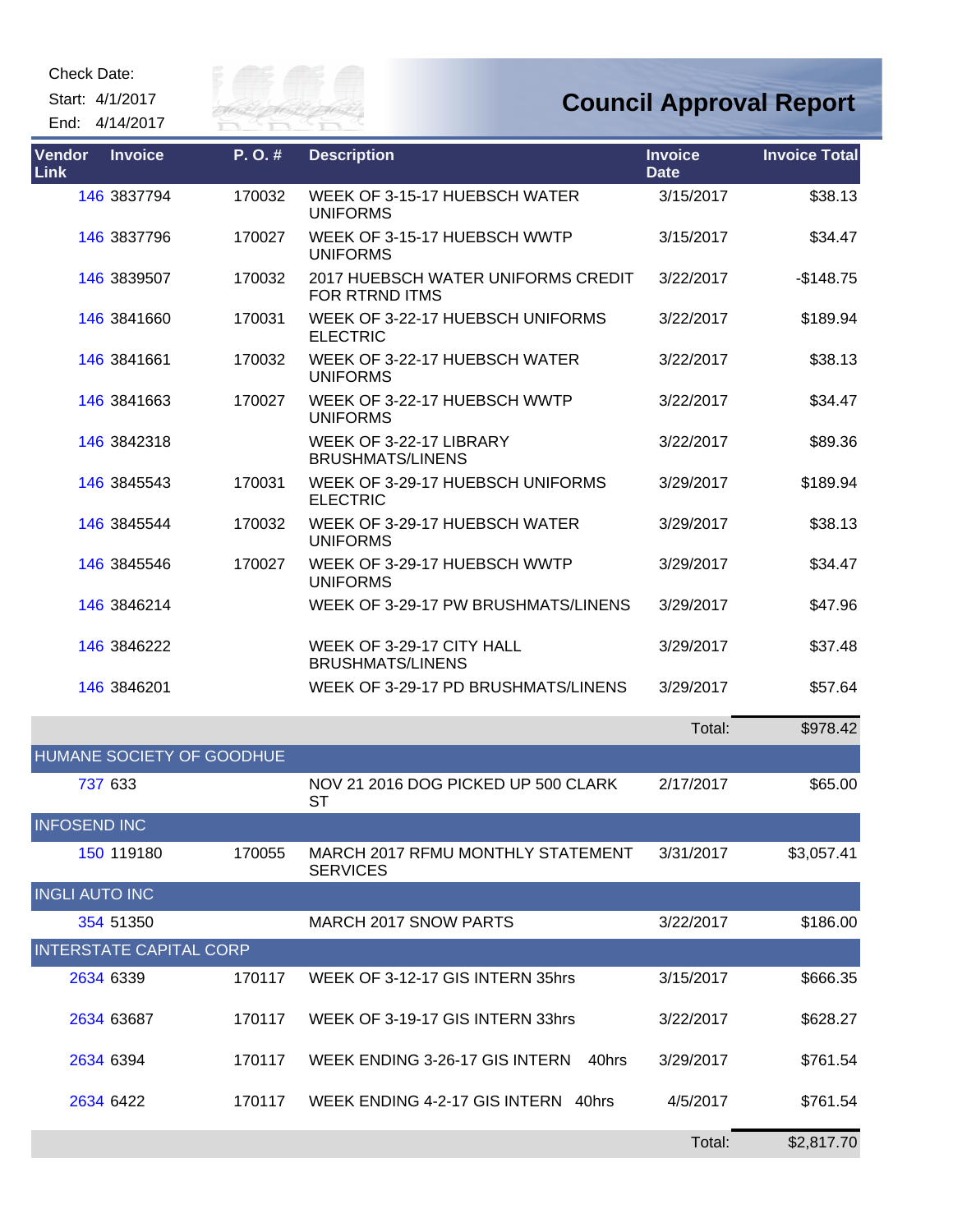Check Date:

Start: 4/1/2017

End: 4/14/2017

# Council Approval Report

| Vendor Link | Invoice | P. O. # | Description | Invoice Date | Invoice Total |
|---|---|---|---|---|---|
| 146 | 3837794 | 170032 | WEEK OF 3-15-17 HUEBSCH WATER UNIFORMS | 3/15/2017 | $38.13 |
| 146 | 3837796 | 170027 | WEEK OF 3-15-17 HUEBSCH WWTP UNIFORMS | 3/15/2017 | $34.47 |
| 146 | 3839507 | 170032 | 2017 HUEBSCH WATER UNIFORMS CREDIT FOR RTRND ITMS | 3/22/2017 | -$148.75 |
| 146 | 3841660 | 170031 | WEEK OF 3-22-17 HUEBSCH UNIFORMS ELECTRIC | 3/22/2017 | $189.94 |
| 146 | 3841661 | 170032 | WEEK OF 3-22-17 HUEBSCH WATER UNIFORMS | 3/22/2017 | $38.13 |
| 146 | 3841663 | 170027 | WEEK OF 3-22-17 HUEBSCH WWTP UNIFORMS | 3/22/2017 | $34.47 |
| 146 | 3842318 | | WEEK OF 3-22-17 LIBRARY BRUSHMATS/LINENS | 3/22/2017 | $89.36 |
| 146 | 3845543 | 170031 | WEEK OF 3-29-17 HUEBSCH UNIFORMS ELECTRIC | 3/29/2017 | $189.94 |
| 146 | 3845544 | 170032 | WEEK OF 3-29-17 HUEBSCH WATER UNIFORMS | 3/29/2017 | $38.13 |
| 146 | 3845546 | 170027 | WEEK OF 3-29-17 HUEBSCH WWTP UNIFORMS | 3/29/2017 | $34.47 |
| 146 | 3846214 | | WEEK OF 3-29-17 PW BRUSHMATS/LINENS | 3/29/2017 | $47.96 |
| 146 | 3846222 | | WEEK OF 3-29-17 CITY HALL BRUSHMATS/LINENS | 3/29/2017 | $37.48 |
| 146 | 3846201 | | WEEK OF 3-29-17 PD BRUSHMATS/LINENS | 3/29/2017 | $57.64 |
| | | | | Total: | $978.42 |
| **HUMANE SOCIETY OF GOODHUE** | | | | | |
| 737 | 633 | | NOV 21 2016 DOG PICKED UP 500 CLARK ST | 2/17/2017 | $65.00 |
| **INFOSEND INC** | | | | | |
| 150 | 119180 | 170055 | MARCH 2017 RFMU MONTHLY STATEMENT SERVICES | 3/31/2017 | $3,057.41 |
| **INGLI AUTO INC** | | | | | |
| 354 | 51350 | | MARCH 2017 SNOW PARTS | 3/22/2017 | $186.00 |
| **INTERSTATE CAPITAL CORP** | | | | | |
| 2634 | 6339 | 170117 | WEEK OF 3-12-17 GIS INTERN 35hrs | 3/15/2017 | $666.35 |
| 2634 | 63687 | 170117 | WEEK OF 3-19-17 GIS INTERN 33hrs | 3/22/2017 | $628.27 |
| 2634 | 6394 | 170117 | WEEK ENDING 3-26-17 GIS INTERN 40hrs | 3/29/2017 | $761.54 |
| 2634 | 6422 | 170117 | WEEK ENDING 4-2-17 GIS INTERN 40hrs | 4/5/2017 | $761.54 |
| | | | | Total: | $2,817.70 |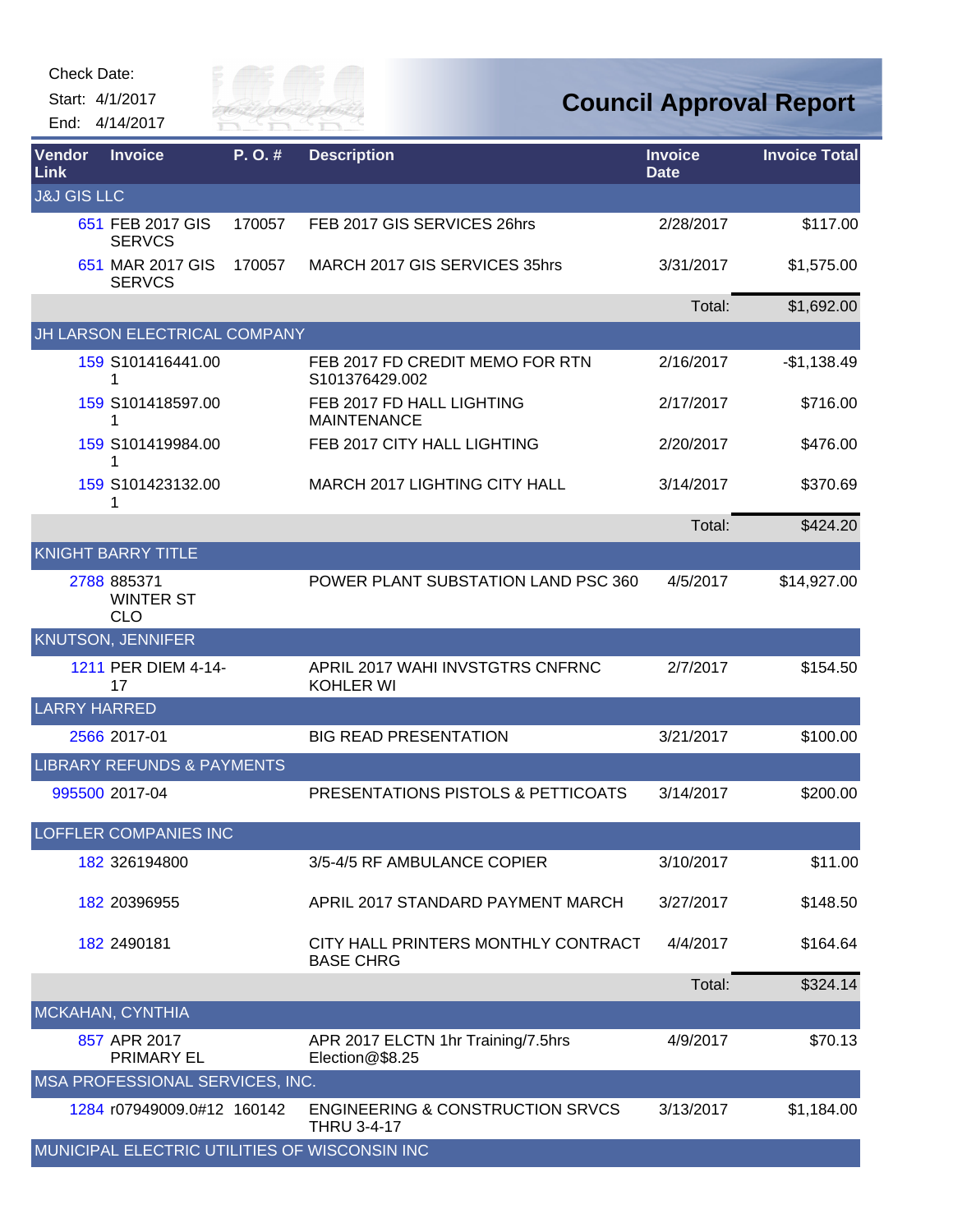Check Date:

Start: 4/1/2017

End: 4/14/2017

# Council Approval Report

| Vendor Link | Invoice | P. O. # | Description | Invoice Date | Invoice Total |
|---|---|---|---|---|---|
| **J&J GIS LLC** | | | | | |
| 651 | FEB 2017 GIS SERVCS | 170057 | FEB 2017 GIS SERVICES 26hrs | 2/28/2017 | $117.00 |
| 651 | MAR 2017 GIS SERVCS | 170057 | MARCH 2017 GIS SERVICES 35hrs | 3/31/2017 | $1,575.00 |
| | | | | Total: | $1,692.00 |
| **JH LARSON ELECTRICAL COMPANY** | | | | | |
| 159 | S101416441.001 | | FEB 2017 FD CREDIT MEMO FOR RTN S101376429.002 | 2/16/2017 | -$1,138.49 |
| 159 | S101418597.001 | | FEB 2017 FD HALL LIGHTING MAINTENANCE | 2/17/2017 | $716.00 |
| 159 | S101419984.001 | | FEB 2017 CITY HALL LIGHTING | 2/20/2017 | $476.00 |
| 159 | S101423132.001 | | MARCH 2017 LIGHTING CITY HALL | 3/14/2017 | $370.69 |
| | | | | Total: | $424.20 |
| **KNIGHT BARRY TITLE** | | | | | |
| 2788 | 885371 WINTER ST CLO | | POWER PLANT SUBSTATION LAND PSC 360 | 4/5/2017 | $14,927.00 |
| **KNUTSON, JENNIFER** | | | | | |
| 1211 | PER DIEM 4-14-17 | | APRIL 2017 WAHI INVSTGTRS CNFRNC KOHLER WI | 2/7/2017 | $154.50 |
| **LARRY HARRED** | | | | | |
| 2566 | 2017-01 | | BIG READ PRESENTATION | 3/21/2017 | $100.00 |
| **LIBRARY REFUNDS & PAYMENTS** | | | | | |
| 995500 | 2017-04 | | PRESENTATIONS PISTOLS & PETTICOATS | 3/14/2017 | $200.00 |
| **LOFFLER COMPANIES INC** | | | | | |
| 182 | 326194800 | | 3/5-4/5 RF AMBULANCE COPIER | 3/10/2017 | $11.00 |
| 182 | 20396955 | | APRIL 2017 STANDARD PAYMENT MARCH | 3/27/2017 | $148.50 |
| 182 | 2490181 | | CITY HALL PRINTERS MONTHLY CONTRACT BASE CHRG | 4/4/2017 | $164.64 |
| | | | | Total: | $324.14 |
| **MCKAHAN, CYNTHIA** | | | | | |
| 857 | APR 2017 PRIMARY EL | | APR 2017 ELCTN 1hr Training/7.5hrs Election@$8.25 | 4/9/2017 | $70.13 |
| **MSA PROFESSIONAL SERVICES, INC.** | | | | | |
| 1284 | r07949009.0#12 | 160142 | ENGINEERING & CONSTRUCTION SRVCS THRU 3-4-17 | 3/13/2017 | $1,184.00 |
| **MUNICIPAL ELECTRIC UTILITIES OF WISCONSIN INC** | | | | | |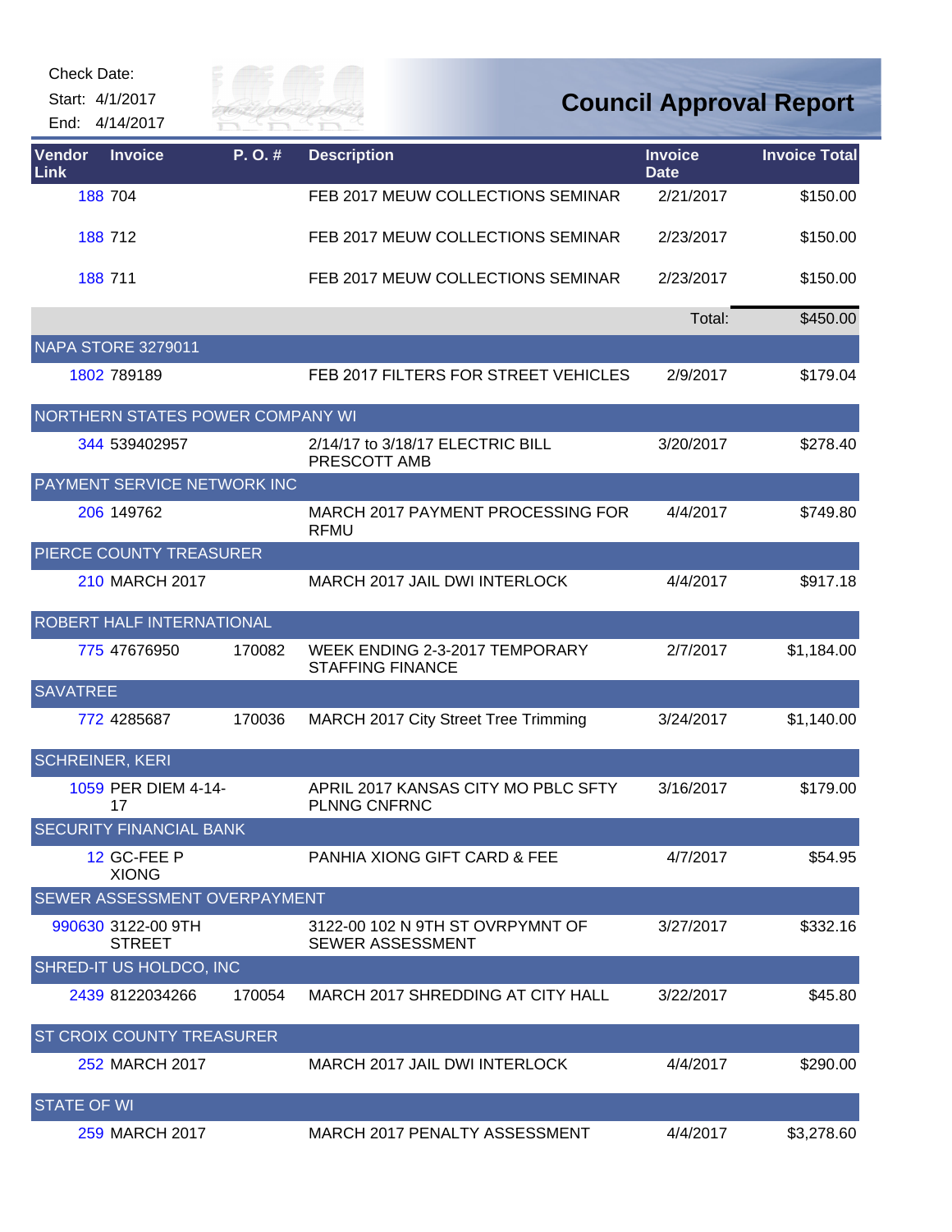Check Date:

Start: 4/1/2017

End: 4/14/2017

# Council Approval Report

| Vendor Link | Invoice | P. O. # | Description | Invoice Date | Invoice Total |
|---|---|---|---|---|---|
| 188 | 704 | | FEB 2017 MEUW COLLECTIONS SEMINAR | 2/21/2017 | $150.00 |
| 188 | 712 | | FEB 2017 MEUW COLLECTIONS SEMINAR | 2/23/2017 | $150.00 |
| 188 | 711 | | FEB 2017 MEUW COLLECTIONS SEMINAR | 2/23/2017 | $150.00 |
| | | | | Total: | $450.00 |
| NAPA STORE 3279011 | | | | | |
| 1802 | 789189 | | FEB 2017 FILTERS FOR STREET VEHICLES | 2/9/2017 | $179.04 |
| NORTHERN STATES POWER COMPANY WI | | | | | |
| 344 | 539402957 | | 2/14/17 to 3/18/17 ELECTRIC BILL PRESCOTT AMB | 3/20/2017 | $278.40 |
| PAYMENT SERVICE NETWORK INC | | | | | |
| 206 | 149762 | | MARCH 2017 PAYMENT PROCESSING FOR RFMU | 4/4/2017 | $749.80 |
| PIERCE COUNTY TREASURER | | | | | |
| 210 | MARCH 2017 | | MARCH 2017 JAIL DWI INTERLOCK | 4/4/2017 | $917.18 |
| ROBERT HALF INTERNATIONAL | | | | | |
| 775 | 47676950 | 170082 | WEEK ENDING 2-3-2017 TEMPORARY STAFFING FINANCE | 2/7/2017 | $1,184.00 |
| SAVATREE | | | | | |
| 772 | 4285687 | 170036 | MARCH 2017 City Street Tree Trimming | 3/24/2017 | $1,140.00 |
| SCHREINER, KERI | | | | | |
| 1059 | PER DIEM 4-14-17 | | APRIL 2017 KANSAS CITY MO PBLC SFTY PLNNG CNFRNC | 3/16/2017 | $179.00 |
| SECURITY FINANCIAL BANK | | | | | |
| 12 | GC-FEE P XIONG | | PANHIA XIONG GIFT CARD & FEE | 4/7/2017 | $54.95 |
| SEWER ASSESSMENT OVERPAYMENT | | | | | |
| 990630 | 3122-00 9TH STREET | | 3122-00 102 N 9TH ST OVRPYMNT OF SEWER ASSESSMENT | 3/27/2017 | $332.16 |
| SHRED-IT US HOLDCO, INC | | | | | |
| 2439 | 8122034266 | 170054 | MARCH 2017 SHREDDING AT CITY HALL | 3/22/2017 | $45.80 |
| ST CROIX COUNTY TREASURER | | | | | |
| 252 | MARCH 2017 | | MARCH 2017 JAIL DWI INTERLOCK | 4/4/2017 | $290.00 |
| STATE OF WI | | | | | |
| 259 | MARCH 2017 | | MARCH 2017 PENALTY ASSESSMENT | 4/4/2017 | $3,278.60 |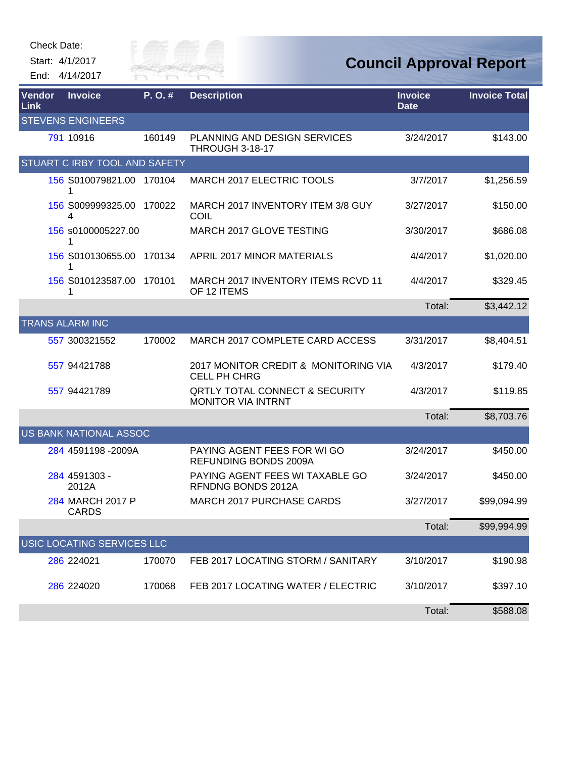Check Date:

Start: 4/1/2017

End: 4/14/2017

# Council Approval Report

| Vendor Link | Invoice | P. O. # | Description | Invoice Date | Invoice Total |
|---|---|---|---|---|---|
| STEVENS ENGINEERS | | | | | |
| 791 | 10916 | 160149 | PLANNING AND DESIGN SERVICES THROUGH 3-18-17 | 3/24/2017 | $143.00 |
| STUART C IRBY TOOL AND SAFETY | | | | | |
| 156 | S010079821.001 | 170104 | MARCH 2017 ELECTRIC TOOLS | 3/7/2017 | $1,256.59 |
| 156 | S009999325.004 | 170022 | MARCH 2017 INVENTORY ITEM 3/8 GUY COIL | 3/27/2017 | $150.00 |
| 156 | s0100005227.001 | | MARCH 2017 GLOVE TESTING | 3/30/2017 | $686.08 |
| 156 | S010130655.001 | 170134 | APRIL 2017 MINOR MATERIALS | 4/4/2017 | $1,020.00 |
| 156 | S010123587.001 | 170101 | MARCH 2017 INVENTORY ITEMS RCVD 11 OF 12 ITEMS | 4/4/2017 | $329.45 |
| | | | | Total: | $3,442.12 |
| TRANS ALARM INC | | | | | |
| 557 | 300321552 | 170002 | MARCH 2017 COMPLETE CARD ACCESS | 3/31/2017 | $8,404.51 |
| 557 | 94421788 | | 2017 MONITOR CREDIT & MONITORING VIA CELL PH CHRG | 4/3/2017 | $179.40 |
| 557 | 94421789 | | QRTLY TOTAL CONNECT & SECURITY MONITOR VIA INTRNT | 4/3/2017 | $119.85 |
| | | | | Total: | $8,703.76 |
| US BANK NATIONAL ASSOC | | | | | |
| 284 | 4591198 -2009A | | PAYING AGENT FEES FOR WI GO REFUNDING BONDS 2009A | 3/24/2017 | $450.00 |
| 284 | 4591303 - 2012A | | PAYING AGENT FEES WI TAXABLE GO RFNDNG BONDS 2012A | 3/24/2017 | $450.00 |
| 284 | MARCH 2017 P CARDS | | MARCH 2017 PURCHASE CARDS | 3/27/2017 | $99,094.99 |
| | | | | Total: | $99,994.99 |
| USIC LOCATING SERVICES LLC | | | | | |
| 286 | 224021 | 170070 | FEB 2017 LOCATING STORM / SANITARY | 3/10/2017 | $190.98 |
| 286 | 224020 | 170068 | FEB 2017 LOCATING WATER / ELECTRIC | 3/10/2017 | $397.10 |
| | | | | Total: | $588.08 |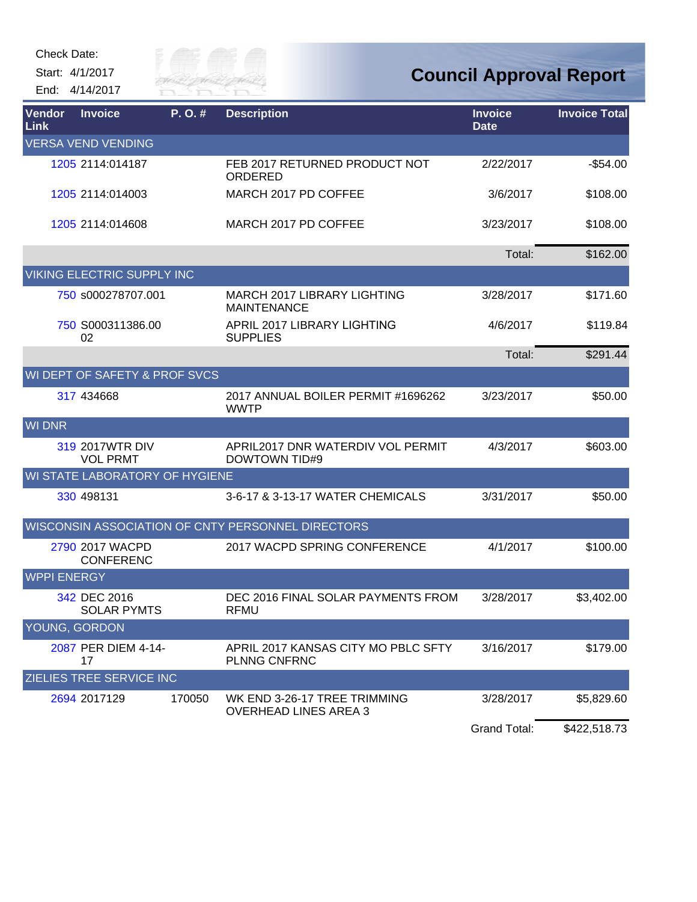Check Date:

Start: 4/1/2017

End: 4/14/2017

# Council Approval Report

| Vendor Link | Invoice | P. O. # | Description | Invoice Date | Invoice Total |
|---|---|---|---|---|---|
| VERSA VEND VENDING | | | | | |
| 1205 | 2114:014187 | | FEB 2017 RETURNED PRODUCT NOT ORDERED | 2/22/2017 | -$54.00 |
| 1205 | 2114:014003 | | MARCH 2017 PD COFFEE | 3/6/2017 | $108.00 |
| 1205 | 2114:014608 | | MARCH 2017 PD COFFEE | 3/23/2017 | $108.00 |
| | | | | Total: | $162.00 |
| VIKING ELECTRIC SUPPLY INC | | | | | |
| 750 | s000278707.001 | | MARCH 2017 LIBRARY LIGHTING MAINTENANCE | 3/28/2017 | $171.60 |
| 750 | S000311386.0002 | | APRIL 2017 LIBRARY LIGHTING SUPPLIES | 4/6/2017 | $119.84 |
| | | | | Total: | $291.44 |
| WI DEPT OF SAFETY & PROF SVCS | | | | | |
| 317 | 434668 | | 2017 ANNUAL BOILER PERMIT #1696262 WWTP | 3/23/2017 | $50.00 |
| WI DNR | | | | | |
| 319 | 2017WTR DIV VOL PRMT | | APRIL2017 DNR WATERDIV VOL PERMIT DOWTOWN TID#9 | 4/3/2017 | $603.00 |
| WI STATE LABORATORY OF HYGIENE | | | | | |
| 330 | 498131 | | 3-6-17 & 3-13-17 WATER CHEMICALS | 3/31/2017 | $50.00 |
| WISCONSIN ASSOCIATION OF CNTY PERSONNEL DIRECTORS | | | | | |
| 2790 | 2017 WACPD CONFERENC | | 2017 WACPD SPRING CONFERENCE | 4/1/2017 | $100.00 |
| WPPI ENERGY | | | | | |
| 342 | DEC 2016 SOLAR PYMTS | | DEC 2016 FINAL SOLAR PAYMENTS FROM RFMU | 3/28/2017 | $3,402.00 |
| YOUNG, GORDON | | | | | |
| 2087 | PER DIEM 4-14-17 | | APRIL 2017 KANSAS CITY MO PBLC SFTY PLNNG CNFRNC | 3/16/2017 | $179.00 |
| ZIELIES TREE SERVICE INC | | | | | |
| 2694 | 2017129 | 170050 | WK END 3-26-17 TREE TRIMMING OVERHEAD LINES AREA 3 | 3/28/2017 | $5,829.60 |
| | | | | Grand Total: | $422,518.73 |